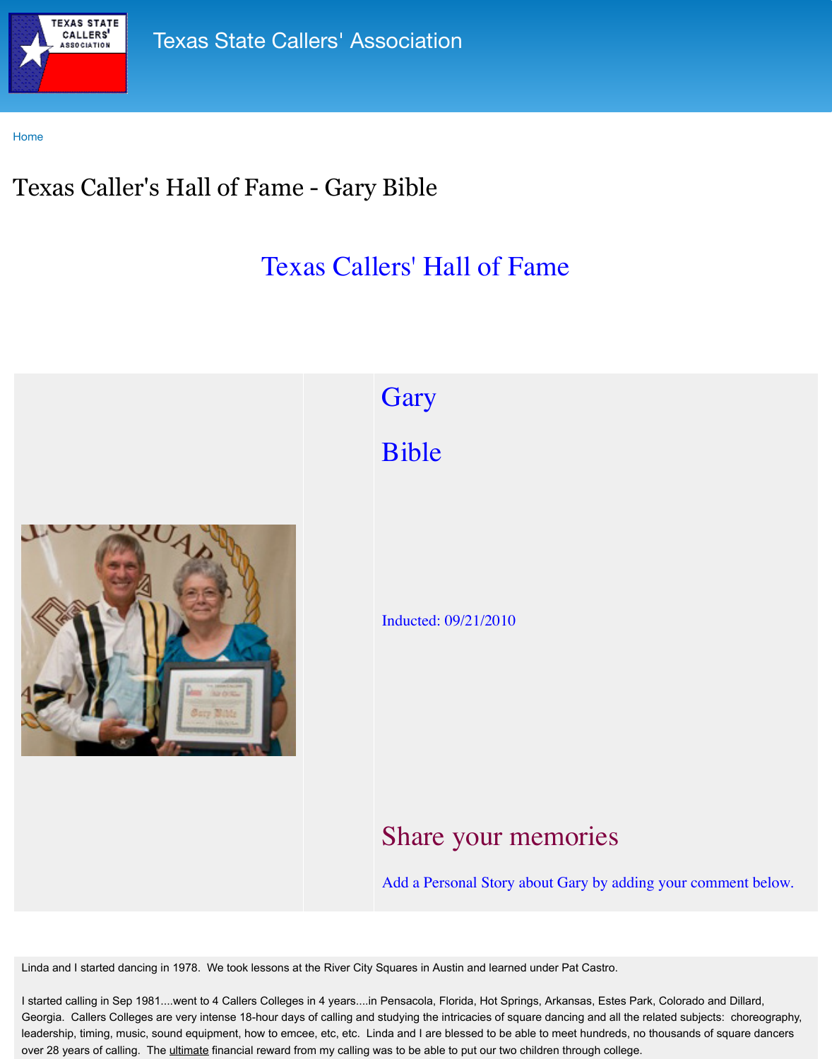Texas State Callers' Association

Home

# Texas Caller's Hall of Fame - Gary Bible

## Texas Callers' Hall of Fame

## Gary

## Bible

Inducted: 09/21/2010

## Share your memories

Add a Personal Story about Gary by adding your comment below.

Linda and I started dancing in 1978. We took lessons at the River City Squares in Austin and learned under Pat Castro.

I started calling in Sep 1981....went to 4 Callers Colleges in 4 years....in Pensacola, Florida, Hot Springs, Arkansas, Estes Park, Colorado and Dillard, Georgia. Callers Colleges are very intense 18-hour days of calling and studying the intricacies of square dancing and all the related subjects: choreography, leadership, timing, music, sound equipment, how to emcee, etc, etc. Linda and I are blessed to be able to meet hundreds, no thousands of square dancers over 28 years of calling. The ultimate financial reward from my calling was to be able to put our two children through college.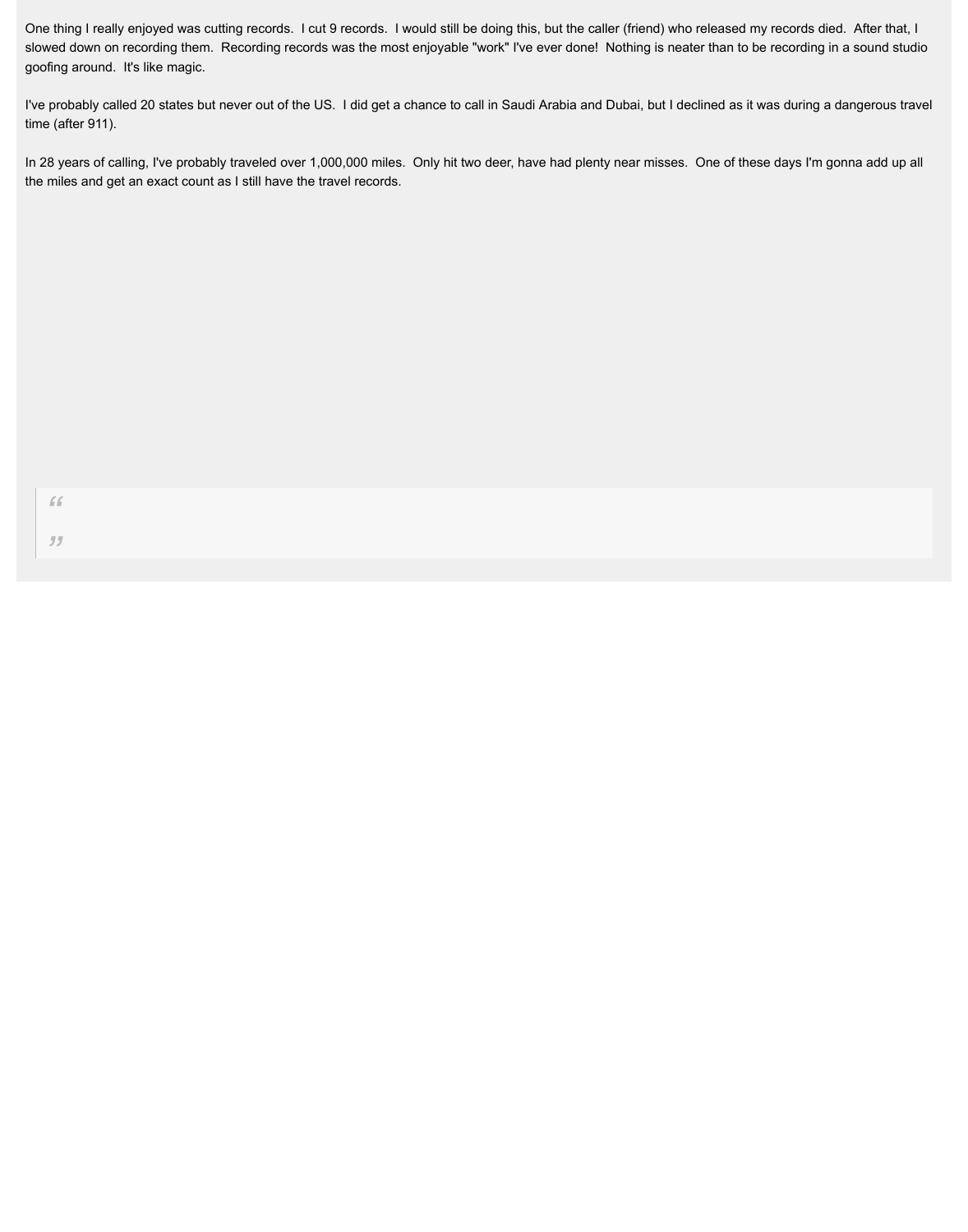One thing I really enjoyed was cutting records. I cut 9 records. I would still be doing this, but the caller (friend) who released my records died. After that, I slowed down on recording them. Recording records was the most enjoyable "work" I've ever done! Nothing is neater than to be recording in a sound studio goofing around. It's like magic.

I've probably called 20 states but never out of the US. I did get a chance to call in Saudi Arabia and Dubai, but I declined as it was during a dangerous travel time (after 911).

In 28 years of calling, I've probably traveled over 1,000,000 miles. Only hit two deer, have had plenty near misses. One of these days I'm gonna add up all the miles and get an exact count as I still have the travel records.